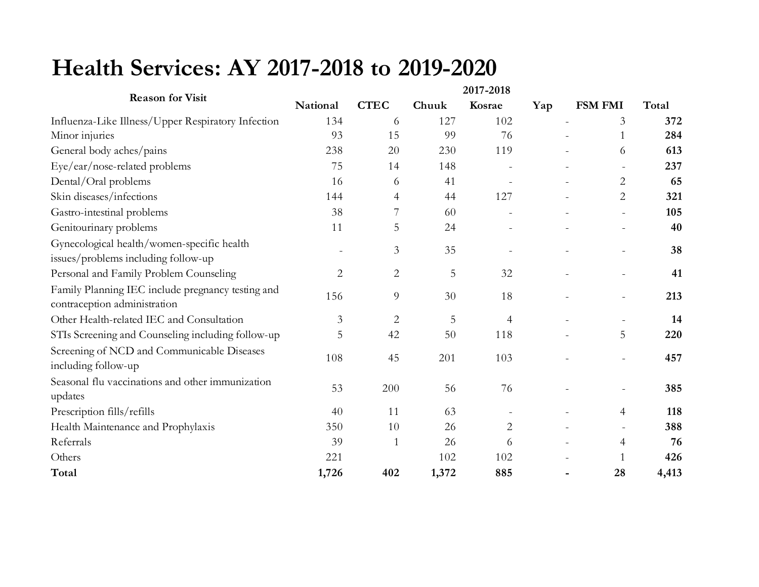# Health Services: AY 2017-2018 to 2019-2020

| Reason for Visit | 2017-2018 | | | | | | |
|---|---|---|---|---|---|---|---|
| | **National** | **CTEC** | **Chuuk** | **Kosrae** | **Yap** | **FSM FMI** | **Total** |
| Influenza-Like Illness/Upper Respiratory Infection | 134 | 6 | 127 | 102 | - | 3 | **372** |
| Minor injuries | 93 | 15 | 99 | 76 | - | 1 | **284** |
| General body aches/pains | 238 | 20 | 230 | 119 | - | 6 | **613** |
| Eye/ear/nose-related problems | 75 | 14 | 148 | - | - | - | **237** |
| Dental/Oral problems | 16 | 6 | 41 | - | - | 2 | **65** |
| Skin diseases/infections | 144 | 4 | 44 | 127 | - | 2 | **321** |
| Gastro-intestinal problems | 38 | 7 | 60 | - | - | - | **105** |
| Genitourinary problems | 11 | 5 | 24 | - | - | - | **40** |
| Gynecological health/women-specific health issues/problems including follow-up | - | 3 | 35 | - | - | - | **38** |
| Personal and Family Problem Counseling | 2 | 2 | 5 | 32 | - | - | **41** |
| Family Planning IEC include pregnancy testing and contraception administration | 156 | 9 | 30 | 18 | - | - | **213** |
| Other Health-related IEC and Consultation | 3 | 2 | 5 | 4 | - | - | **14** |
| STIs Screening and Counseling including follow-up | 5 | 42 | 50 | 118 | - | 5 | **220** |
| Screening of NCD and Communicable Diseases including follow-up | 108 | 45 | 201 | 103 | - | - | **457** |
| Seasonal flu vaccinations and other immunization updates | 53 | 200 | 56 | 76 | - | - | **385** |
| Prescription fills/refills | 40 | 11 | 63 | - | - | 4 | **118** |
| Health Maintenance and Prophylaxis | 350 | 10 | 26 | 2 | - | - | **388** |
| Referrals | 39 | 1 | 26 | 6 | - | 4 | **76** |
| Others | 221 | | 102 | 102 | - | 1 | **426** |
| **Total** | **1,726** | **402** | **1,372** | **885** | **-** | **28** | **4,413** |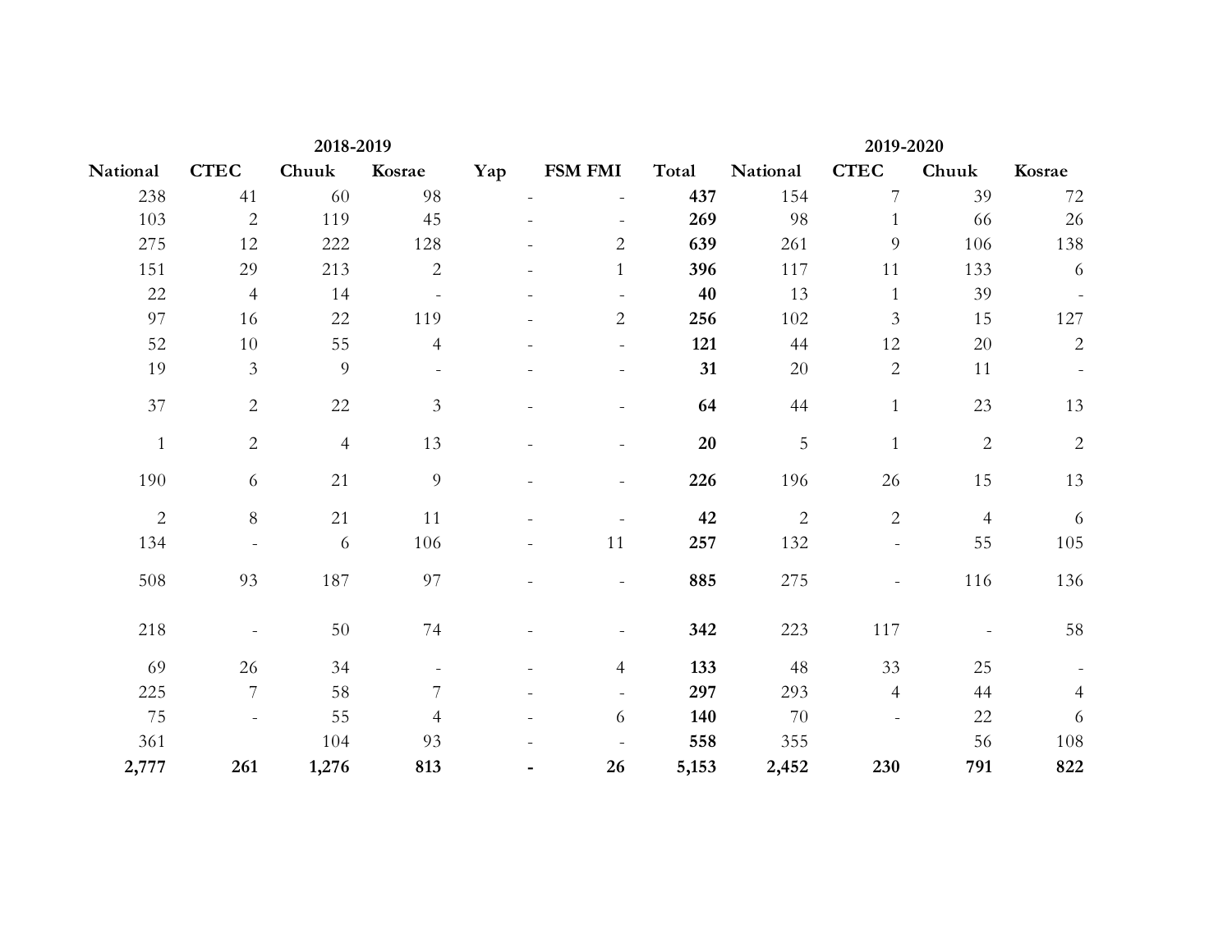| 2018-2019 | | | | | | | 2019-2020 | | | |
|---|---|---|---|---|---|---|---|---|---|---|
| **National** | **CTEC** | **Chuuk** | **Kosrae** | **Yap** | **FSM FMI** | **Total** | **National** | **CTEC** | **Chuuk** | **Kosrae** |
| 238 | 41 | 60 | 98 | - | - | **437** | 154 | 7 | 39 | 72 |
| 103 | 2 | 119 | 45 | - | - | **269** | 98 | 1 | 66 | 26 |
| 275 | 12 | 222 | 128 | - | 2 | **639** | 261 | 9 | 106 | 138 |
| 151 | 29 | 213 | 2 | - | 1 | **396** | 117 | 11 | 133 | 6 |
| 22 | 4 | 14 | - | - | - | **40** | 13 | 1 | 39 | - |
| 97 | 16 | 22 | 119 | - | 2 | **256** | 102 | 3 | 15 | 127 |
| 52 | 10 | 55 | 4 | - | - | **121** | 44 | 12 | 20 | 2 |
| 19 | 3 | 9 | - | - | - | **31** | 20 | 2 | 11 | - |
| 37 | 2 | 22 | 3 | - | - | **64** | 44 | 1 | 23 | 13 |
| 1 | 2 | 4 | 13 | - | - | **20** | 5 | 1 | 2 | 2 |
| 190 | 6 | 21 | 9 | - | - | **226** | 196 | 26 | 15 | 13 |
| 2 | 8 | 21 | 11 | - | - | **42** | 2 | 2 | 4 | 6 |
| 134 | - | 6 | 106 | - | 11 | **257** | 132 | - | 55 | 105 |
| 508 | 93 | 187 | 97 | - | - | **885** | 275 | - | 116 | 136 |
| 218 | - | 50 | 74 | - | - | **342** | 223 | 117 | - | 58 |
| 69 | 26 | 34 | - | - | 4 | **133** | 48 | 33 | 25 | - |
| 225 | 7 | 58 | 7 | - | - | **297** | 293 | 4 | 44 | 4 |
| 75 | - | 55 | 4 | - | 6 | **140** | 70 | - | 22 | 6 |
| 361 | | 104 | 93 | - | - | **558** | 355 | | 56 | 108 |
| **2,777** | **261** | **1,276** | **813** | **-** | **26** | **5,153** | **2,452** | **230** | **791** | **822** |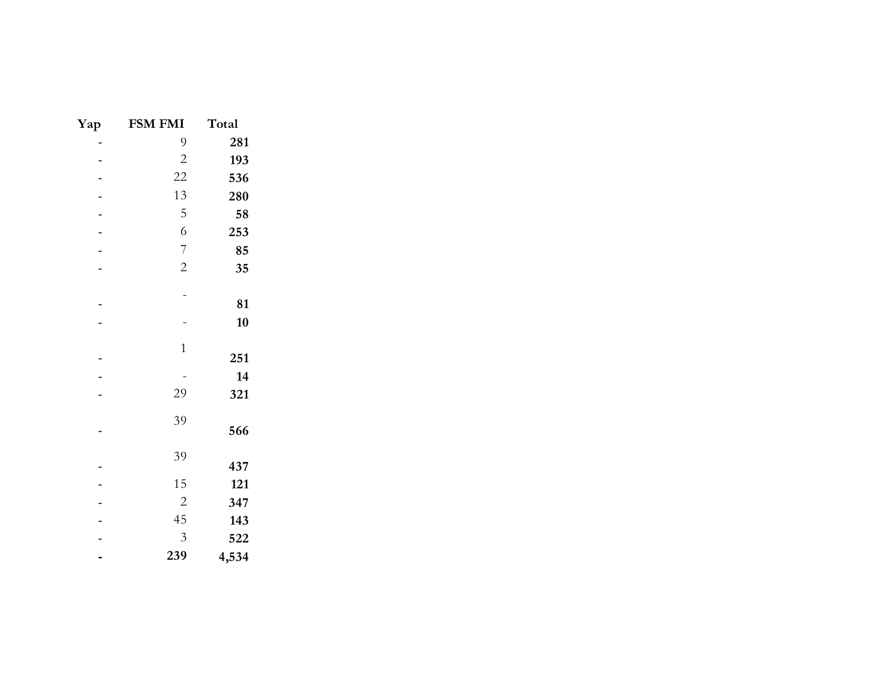| Yap | FSM FMI | Total |
|---|---|---|
| - | 9 | **281** |
| - | 2 | **193** |
| - | 22 | **536** |
| - | 13 | **280** |
| - | 5 | **58** |
| - | 6 | **253** |
| - | 7 | **85** |
| - | 2 | **35** |
| - | - | **81** |
| - | - | **10** |
| - | 1 | **251** |
| - | - | **14** |
| - | 29 | **321** |
| - | 39 | **566** |
| - | 39 | **437** |
| - | 15 | **121** |
| - | 2 | **347** |
| - | 45 | **143** |
| - | 3 | **522** |
| **-** | **239** | **4,534** |